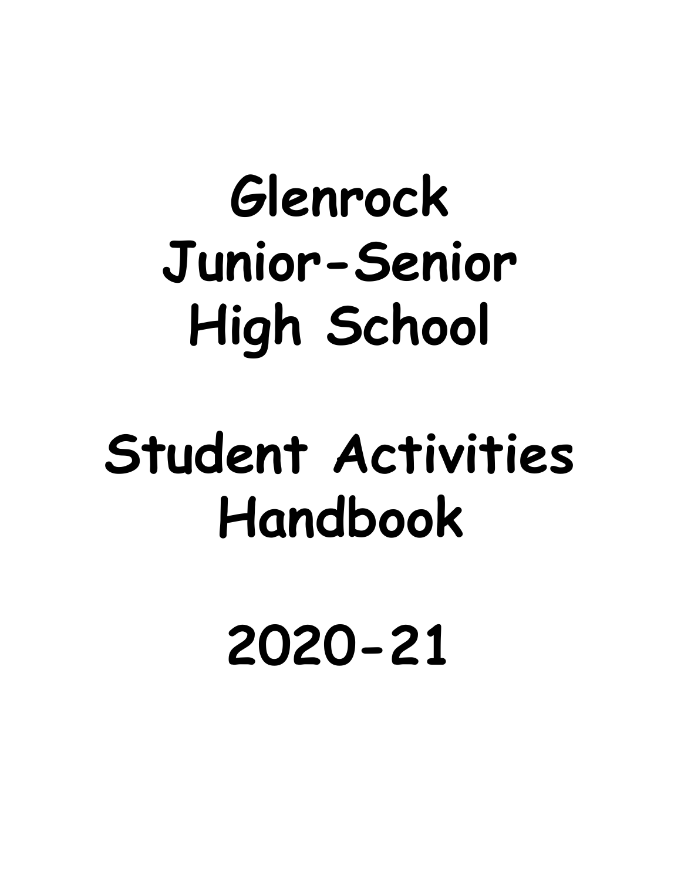# Glenrock Junior-Senior High School

# Student Activities Handbook

# 2020-21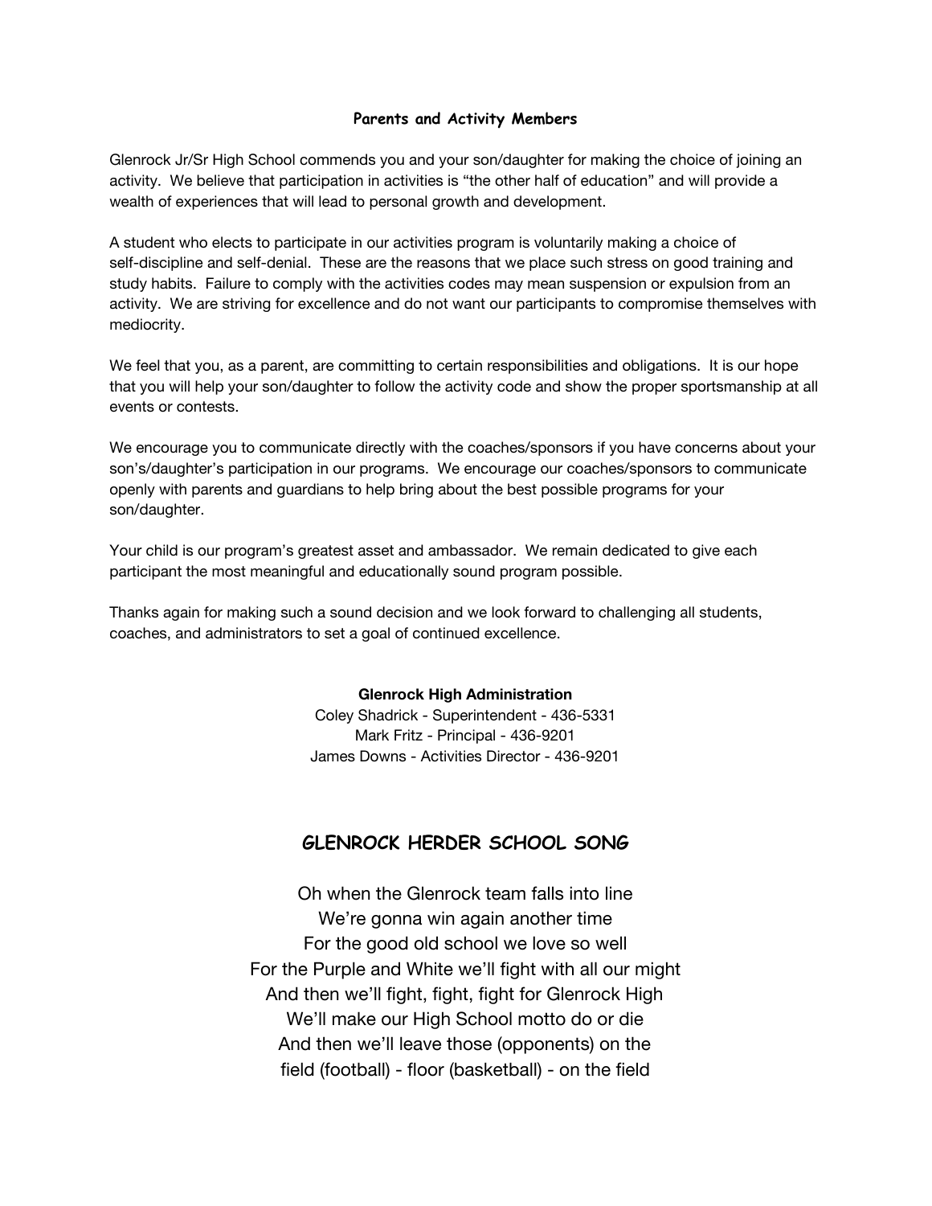## Parents and Activity Members

Glenrock Jr/Sr High School commends you and your son/daughter for making the choice of joining an activity. We believe that participation in activities is "the other half of education" and will provide a wealth of experiences that will lead to personal growth and development.

A student who elects to participate in our activities program is voluntarily making a choice of self-discipline and self-denial. These are the reasons that we place such stress on good training and study habits. Failure to comply with the activities codes may mean suspension or expulsion from an activity. We are striving for excellence and do not want our participants to compromise themselves with mediocrity.

We feel that you, as a parent, are committing to certain responsibilities and obligations. It is our hope that you will help your son/daughter to follow the activity code and show the proper sportsmanship at all events or contests.

We encourage you to communicate directly with the coaches/sponsors if you have concerns about your son's/daughter's participation in our programs. We encourage our coaches/sponsors to communicate openly with parents and guardians to help bring about the best possible programs for your son/daughter.

Your child is our program's greatest asset and ambassador. We remain dedicated to give each participant the most meaningful and educationally sound program possible.

Thanks again for making such a sound decision and we look forward to challenging all students, coaches, and administrators to set a goal of continued excellence.

**Glenrock High Administration**
Coley Shadrick - Superintendent - 436-5331
Mark Fritz - Principal - 436-9201
James Downs - Activities Director - 436-9201

## GLENROCK HERDER SCHOOL SONG

Oh when the Glenrock team falls into line
We're gonna win again another time
For the good old school we love so well
For the Purple and White we'll fight with all our might
And then we'll fight, fight, fight for Glenrock High
We'll make our High School motto do or die
And then we'll leave those (opponents) on the
field (football) - floor (basketball) - on the field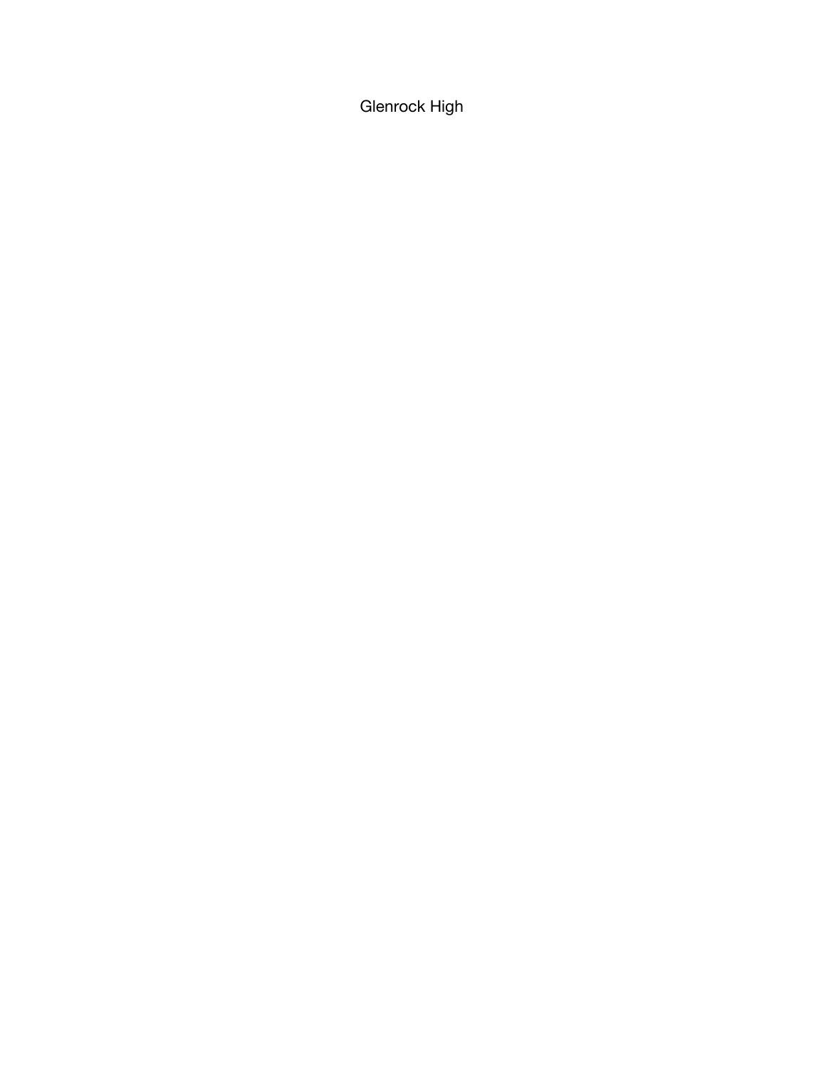Glenrock High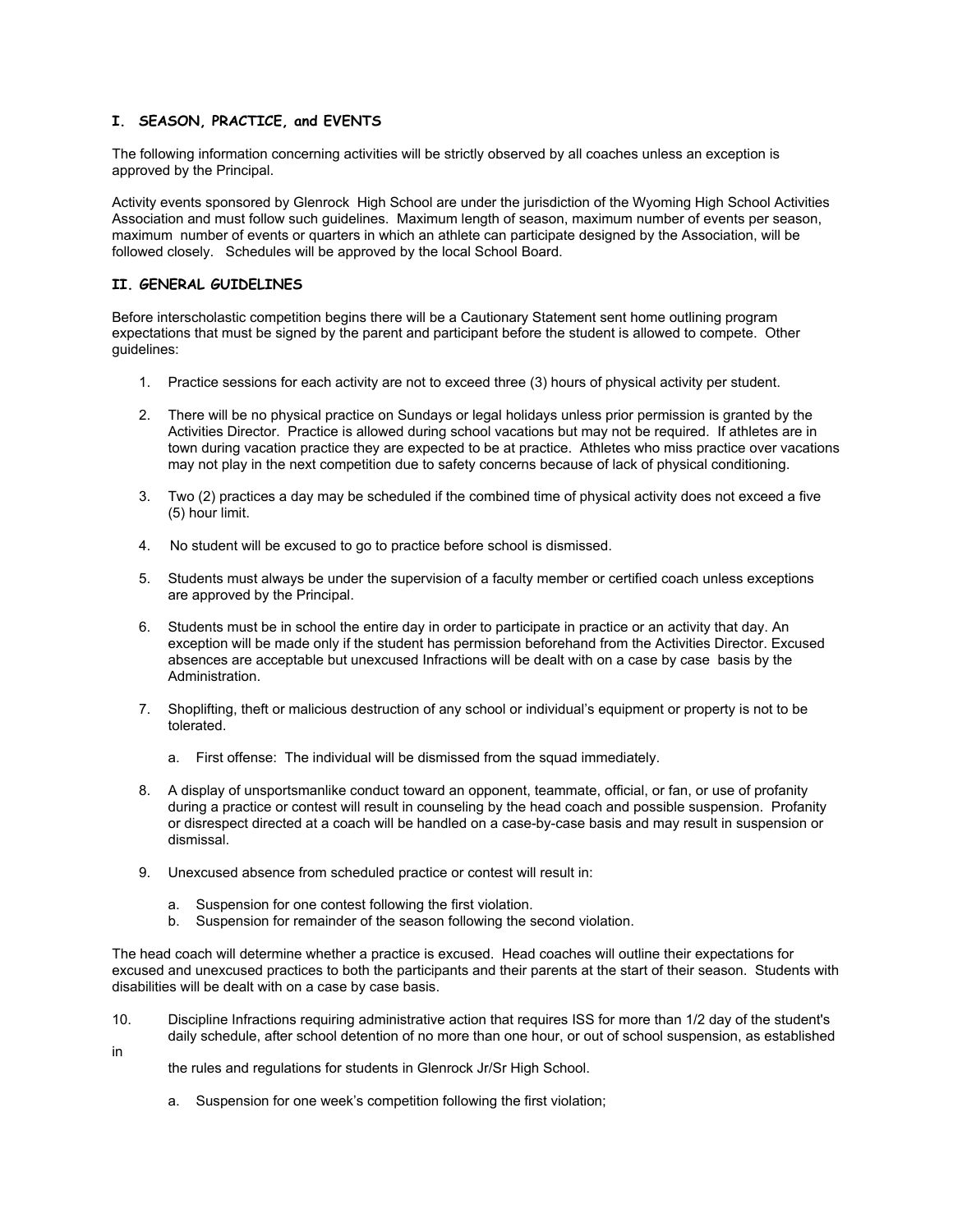## I. SEASON, PRACTICE, and EVENTS

The following information concerning activities will be strictly observed by all coaches unless an exception is approved by the Principal.

Activity events sponsored by Glenrock High School are under the jurisdiction of the Wyoming High School Activities Association and must follow such guidelines. Maximum length of season, maximum number of events per season, maximum number of events or quarters in which an athlete can participate designed by the Association, will be followed closely. Schedules will be approved by the local School Board.

## II. GENERAL GUIDELINES

Before interscholastic competition begins there will be a Cautionary Statement sent home outlining program expectations that must be signed by the parent and participant before the student is allowed to compete. Other guidelines:

1. Practice sessions for each activity are not to exceed three (3) hours of physical activity per student.

2. There will be no physical practice on Sundays or legal holidays unless prior permission is granted by the Activities Director. Practice is allowed during school vacations but may not be required. If athletes are in town during vacation practice they are expected to be at practice. Athletes who miss practice over vacations may not play in the next competition due to safety concerns because of lack of physical conditioning.

3. Two (2) practices a day may be scheduled if the combined time of physical activity does not exceed a five (5) hour limit.

4. No student will be excused to go to practice before school is dismissed.

5. Students must always be under the supervision of a faculty member or certified coach unless exceptions are approved by the Principal.

6. Students must be in school the entire day in order to participate in practice or an activity that day. An exception will be made only if the student has permission beforehand from the Activities Director. Excused absences are acceptable but unexcused Infractions will be dealt with on a case by case basis by the Administration.

7. Shoplifting, theft or malicious destruction of any school or individual's equipment or property is not to be tolerated.

   a. First offense: The individual will be dismissed from the squad immediately.

8. A display of unsportsmanlike conduct toward an opponent, teammate, official, or fan, or use of profanity during a practice or contest will result in counseling by the head coach and possible suspension. Profanity or disrespect directed at a coach will be handled on a case-by-case basis and may result in suspension or dismissal.

9. Unexcused absence from scheduled practice or contest will result in:

   a. Suspension for one contest following the first violation.
   b. Suspension for remainder of the season following the second violation.

The head coach will determine whether a practice is excused. Head coaches will outline their expectations for excused and unexcused practices to both the participants and their parents at the start of their season. Students with disabilities will be dealt with on a case by case basis.

10. Discipline Infractions requiring administrative action that requires ISS for more than 1/2 day of the student's daily schedule, after school detention of no more than one hour, or out of school suspension, as established in the rules and regulations for students in Glenrock Jr/Sr High School.

    a. Suspension for one week's competition following the first violation;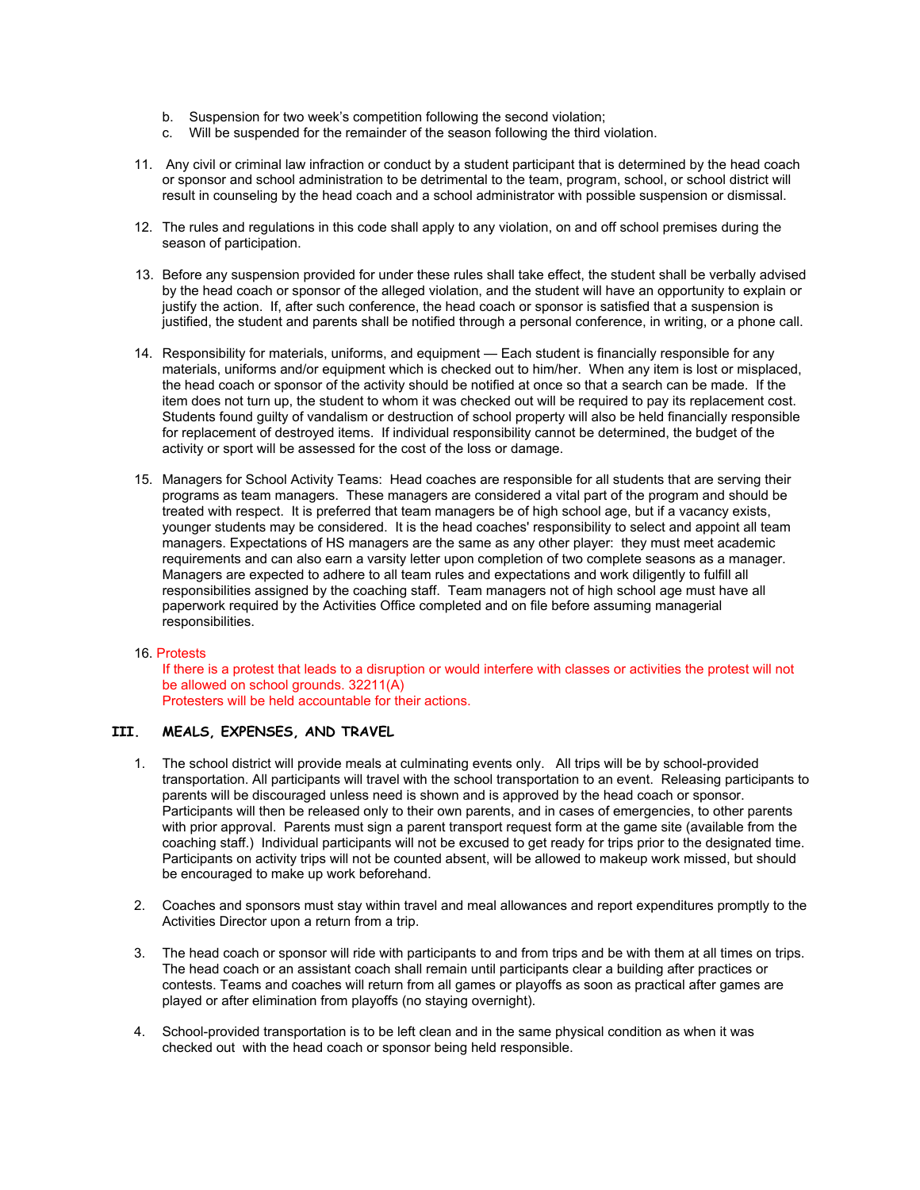b. Suspension for two week's competition following the second violation;
c. Will be suspended for the remainder of the season following the third violation.

11. Any civil or criminal law infraction or conduct by a student participant that is determined by the head coach or sponsor and school administration to be detrimental to the team, program, school, or school district will result in counseling by the head coach and a school administrator with possible suspension or dismissal.

12. The rules and regulations in this code shall apply to any violation, on and off school premises during the season of participation.

13. Before any suspension provided for under these rules shall take effect, the student shall be verbally advised by the head coach or sponsor of the alleged violation, and the student will have an opportunity to explain or justify the action. If, after such conference, the head coach or sponsor is satisfied that a suspension is justified, the student and parents shall be notified through a personal conference, in writing, or a phone call.

14. Responsibility for materials, uniforms, and equipment — Each student is financially responsible for any materials, uniforms and/or equipment which is checked out to him/her. When any item is lost or misplaced, the head coach or sponsor of the activity should be notified at once so that a search can be made. If the item does not turn up, the student to whom it was checked out will be required to pay its replacement cost. Students found guilty of vandalism or destruction of school property will also be held financially responsible for replacement of destroyed items. If individual responsibility cannot be determined, the budget of the activity or sport will be assessed for the cost of the loss or damage.

15. Managers for School Activity Teams: Head coaches are responsible for all students that are serving their programs as team managers. These managers are considered a vital part of the program and should be treated with respect. It is preferred that team managers be of high school age, but if a vacancy exists, younger students may be considered. It is the head coaches' responsibility to select and appoint all team managers. Expectations of HS managers are the same as any other player: they must meet academic requirements and can also earn a varsity letter upon completion of two complete seasons as a manager. Managers are expected to adhere to all team rules and expectations and work diligently to fulfill all responsibilities assigned by the coaching staff. Team managers not of high school age must have all paperwork required by the Activities Office completed and on file before assuming managerial responsibilities.

16. Protests
If there is a protest that leads to a disruption or would interfere with classes or activities the protest will not be allowed on school grounds. 32211(A)
Protesters will be held accountable for their actions.

## III. MEALS, EXPENSES, AND TRAVEL

1. The school district will provide meals at culminating events only. All trips will be by school-provided transportation. All participants will travel with the school transportation to an event. Releasing participants to parents will be discouraged unless need is shown and is approved by the head coach or sponsor. Participants will then be released only to their own parents, and in cases of emergencies, to other parents with prior approval. Parents must sign a parent transport request form at the game site (available from the coaching staff.) Individual participants will not be excused to get ready for trips prior to the designated time. Participants on activity trips will not be counted absent, will be allowed to makeup work missed, but should be encouraged to make up work beforehand.

2. Coaches and sponsors must stay within travel and meal allowances and report expenditures promptly to the Activities Director upon a return from a trip.

3. The head coach or sponsor will ride with participants to and from trips and be with them at all times on trips. The head coach or an assistant coach shall remain until participants clear a building after practices or contests. Teams and coaches will return from all games or playoffs as soon as practical after games are played or after elimination from playoffs (no staying overnight).

4. School-provided transportation is to be left clean and in the same physical condition as when it was checked out with the head coach or sponsor being held responsible.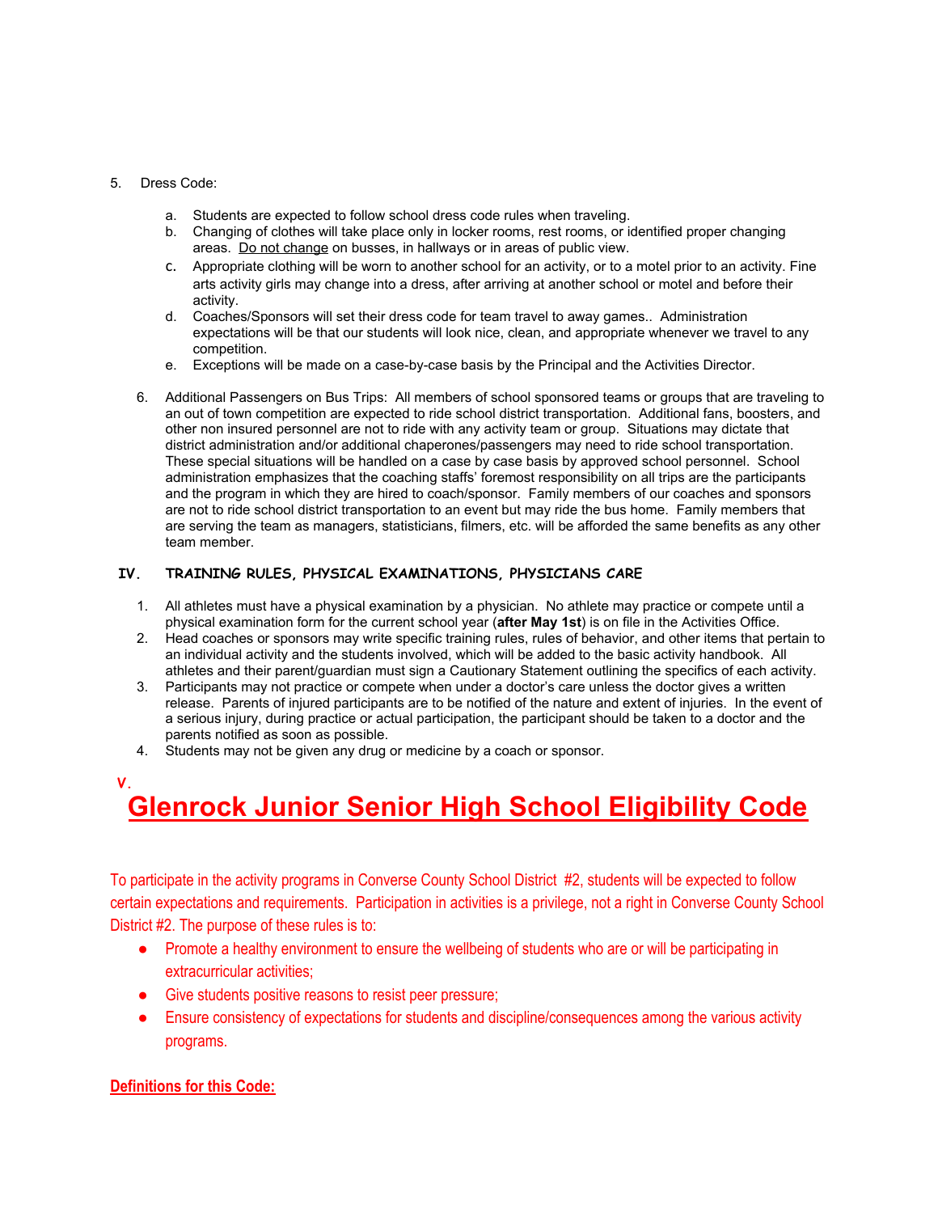5. Dress Code:

   a. Students are expected to follow school dress code rules when traveling.
   b. Changing of clothes will take place only in locker rooms, rest rooms, or identified proper changing areas. Do not change on busses, in hallways or in areas of public view.
   c. Appropriate clothing will be worn to another school for an activity, or to a motel prior to an activity. Fine arts activity girls may change into a dress, after arriving at another school or motel and before their activity.
   d. Coaches/Sponsors will set their dress code for team travel to away games.. Administration expectations will be that our students will look nice, clean, and appropriate whenever we travel to any competition.
   e. Exceptions will be made on a case-by-case basis by the Principal and the Activities Director.

6. Additional Passengers on Bus Trips: All members of school sponsored teams or groups that are traveling to an out of town competition are expected to ride school district transportation. Additional fans, boosters, and other non insured personnel are not to ride with any activity team or group. Situations may dictate that district administration and/or additional chaperones/passengers may need to ride school transportation. These special situations will be handled on a case by case basis by approved school personnel. School administration emphasizes that the coaching staffs' foremost responsibility on all trips are the participants and the program in which they are hired to coach/sponsor. Family members of our coaches and sponsors are not to ride school district transportation to an event but may ride the bus home. Family members that are serving the team as managers, statisticians, filmers, etc. will be afforded the same benefits as any other team member.

## IV. TRAINING RULES, PHYSICAL EXAMINATIONS, PHYSICIANS CARE

1. All athletes must have a physical examination by a physician. No athlete may practice or compete until a physical examination form for the current school year (**after May 1st**) is on file in the Activities Office.
2. Head coaches or sponsors may write specific training rules, rules of behavior, and other items that pertain to an individual activity and the students involved, which will be added to the basic activity handbook. All athletes and their parent/guardian must sign a Cautionary Statement outlining the specifics of each activity.
3. Participants may not practice or compete when under a doctor's care unless the doctor gives a written release. Parents of injured participants are to be notified of the nature and extent of injuries. In the event of a serious injury, during practice or actual participation, the participant should be taken to a doctor and the parents notified as soon as possible.
4. Students may not be given any drug or medicine by a coach or sponsor.

## V. Glenrock Junior Senior High School Eligibility Code

To participate in the activity programs in Converse County School District #2, students will be expected to follow certain expectations and requirements. Participation in activities is a privilege, not a right in Converse County School District #2. The purpose of these rules is to:

- Promote a healthy environment to ensure the wellbeing of students who are or will be participating in extracurricular activities;
- Give students positive reasons to resist peer pressure;
- Ensure consistency of expectations for students and discipline/consequences among the various activity programs.

**Definitions for this Code:**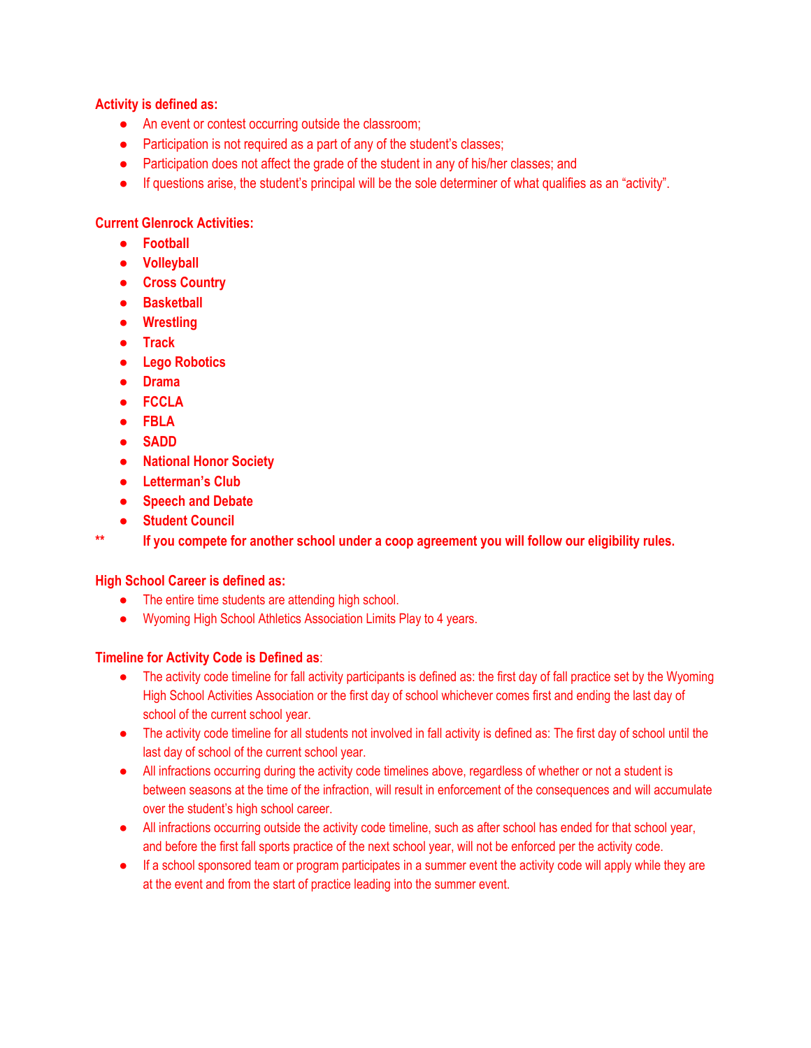**Activity is defined as:**

- An event or contest occurring outside the classroom;
- Participation is not required as a part of any of the student's classes;
- Participation does not affect the grade of the student in any of his/her classes; and
- If questions arise, the student's principal will be the sole determiner of what qualifies as an "activity".

**Current Glenrock Activities:**

- **Football**
- **Volleyball**
- **Cross Country**
- **Basketball**
- **Wrestling**
- **Track**
- **Lego Robotics**
- **Drama**
- **FCCLA**
- **FBLA**
- **SADD**
- **National Honor Society**
- **Letterman's Club**
- **Speech and Debate**
- **Student Council**

** **If you compete for another school under a coop agreement you will follow our eligibility rules.**

**High School Career is defined as:**

- The entire time students are attending high school.
- Wyoming High School Athletics Association Limits Play to 4 years.

**Timeline for Activity Code is Defined as**:

- The activity code timeline for fall activity participants is defined as: the first day of fall practice set by the Wyoming High School Activities Association or the first day of school whichever comes first and ending the last day of school of the current school year.
- The activity code timeline for all students not involved in fall activity is defined as: The first day of school until the last day of school of the current school year.
- All infractions occurring during the activity code timelines above, regardless of whether or not a student is between seasons at the time of the infraction, will result in enforcement of the consequences and will accumulate over the student's high school career.
- All infractions occurring outside the activity code timeline, such as after school has ended for that school year, and before the first fall sports practice of the next school year, will not be enforced per the activity code.
- If a school sponsored team or program participates in a summer event the activity code will apply while they are at the event and from the start of practice leading into the summer event.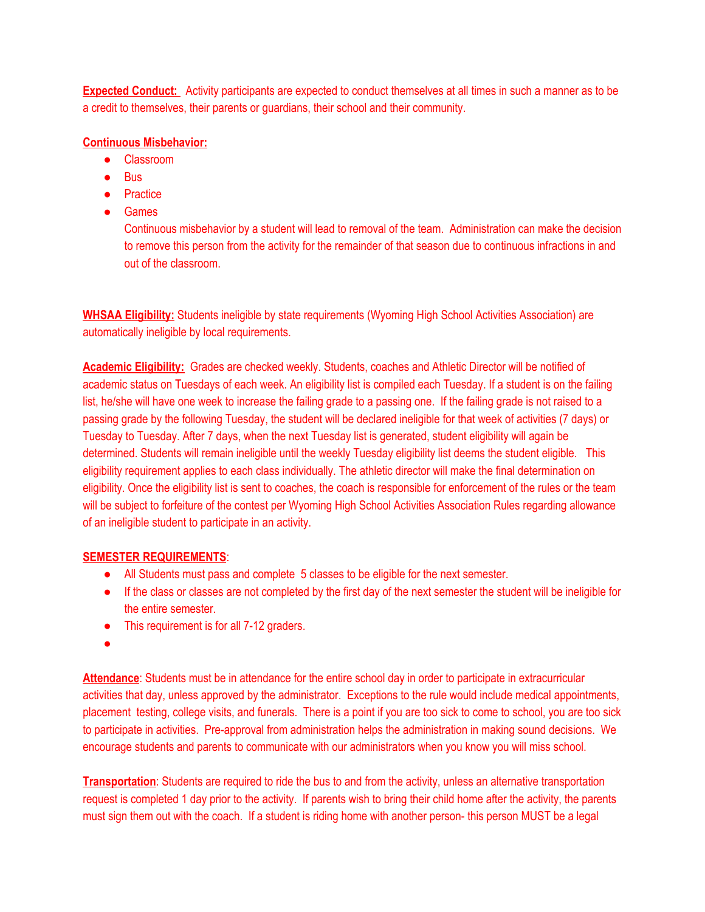**Expected Conduct:** Activity participants are expected to conduct themselves at all times in such a manner as to be a credit to themselves, their parents or guardians, their school and their community.

**Continuous Misbehavior:**

- Classroom
- Bus
- Practice
- Games

  Continuous misbehavior by a student will lead to removal of the team. Administration can make the decision to remove this person from the activity for the remainder of that season due to continuous infractions in and out of the classroom.

**WHSAA Eligibility:** Students ineligible by state requirements (Wyoming High School Activities Association) are automatically ineligible by local requirements.

**Academic Eligibility:** Grades are checked weekly. Students, coaches and Athletic Director will be notified of academic status on Tuesdays of each week. An eligibility list is compiled each Tuesday. If a student is on the failing list, he/she will have one week to increase the failing grade to a passing one. If the failing grade is not raised to a passing grade by the following Tuesday, the student will be declared ineligible for that week of activities (7 days) or Tuesday to Tuesday. After 7 days, when the next Tuesday list is generated, student eligibility will again be determined. Students will remain ineligible until the weekly Tuesday eligibility list deems the student eligible. This eligibility requirement applies to each class individually. The athletic director will make the final determination on eligibility. Once the eligibility list is sent to coaches, the coach is responsible for enforcement of the rules or the team will be subject to forfeiture of the contest per Wyoming High School Activities Association Rules regarding allowance of an ineligible student to participate in an activity.

**SEMESTER REQUIREMENTS**:

- All Students must pass and complete 5 classes to be eligible for the next semester.
- If the class or classes are not completed by the first day of the next semester the student will be ineligible for the entire semester.
- This requirement is for all 7-12 graders.

**Attendance**: Students must be in attendance for the entire school day in order to participate in extracurricular activities that day, unless approved by the administrator. Exceptions to the rule would include medical appointments, placement testing, college visits, and funerals. There is a point if you are too sick to come to school, you are too sick to participate in activities. Pre-approval from administration helps the administration in making sound decisions. We encourage students and parents to communicate with our administrators when you know you will miss school.

**Transportation**: Students are required to ride the bus to and from the activity, unless an alternative transportation request is completed 1 day prior to the activity. If parents wish to bring their child home after the activity, the parents must sign them out with the coach. If a student is riding home with another person- this person MUST be a legal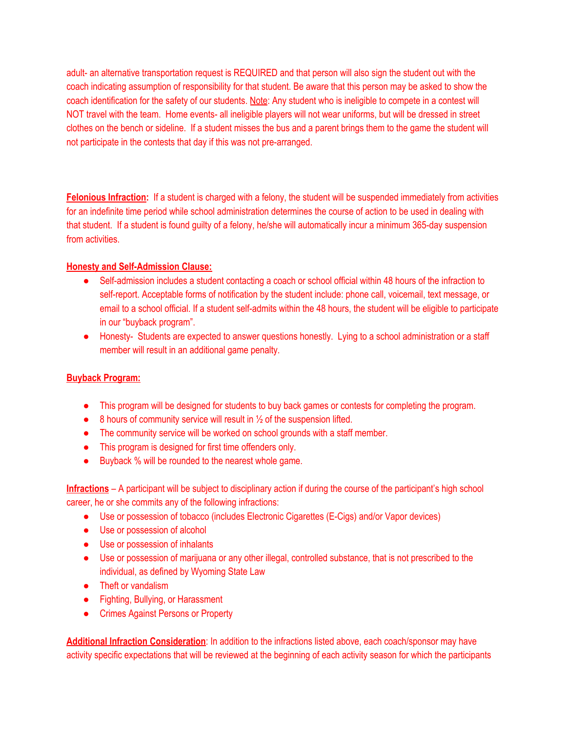adult- an alternative transportation request is REQUIRED and that person will also sign the student out with the coach indicating assumption of responsibility for that student. Be aware that this person may be asked to show the coach identification for the safety of our students. Note: Any student who is ineligible to compete in a contest will NOT travel with the team. Home events- all ineligible players will not wear uniforms, but will be dressed in street clothes on the bench or sideline. If a student misses the bus and a parent brings them to the game the student will not participate in the contests that day if this was not pre-arranged.

**Felonious Infraction:** If a student is charged with a felony, the student will be suspended immediately from activities for an indefinite time period while school administration determines the course of action to be used in dealing with that student. If a student is found guilty of a felony, he/she will automatically incur a minimum 365-day suspension from activities.

**Honesty and Self-Admission Clause:**

- Self-admission includes a student contacting a coach or school official within 48 hours of the infraction to self-report. Acceptable forms of notification by the student include: phone call, voicemail, text message, or email to a school official. If a student self-admits within the 48 hours, the student will be eligible to participate in our "buyback program".
- Honesty- Students are expected to answer questions honestly. Lying to a school administration or a staff member will result in an additional game penalty.

**Buyback Program:**

- This program will be designed for students to buy back games or contests for completing the program.
- 8 hours of community service will result in ½ of the suspension lifted.
- The community service will be worked on school grounds with a staff member.
- This program is designed for first time offenders only.
- Buyback % will be rounded to the nearest whole game.

**Infractions** – A participant will be subject to disciplinary action if during the course of the participant's high school career, he or she commits any of the following infractions:

- Use or possession of tobacco (includes Electronic Cigarettes (E-Cigs) and/or Vapor devices)
- Use or possession of alcohol
- Use or possession of inhalants
- Use or possession of marijuana or any other illegal, controlled substance, that is not prescribed to the individual, as defined by Wyoming State Law
- Theft or vandalism
- Fighting, Bullying, or Harassment
- Crimes Against Persons or Property

**Additional Infraction Consideration**: In addition to the infractions listed above, each coach/sponsor may have activity specific expectations that will be reviewed at the beginning of each activity season for which the participants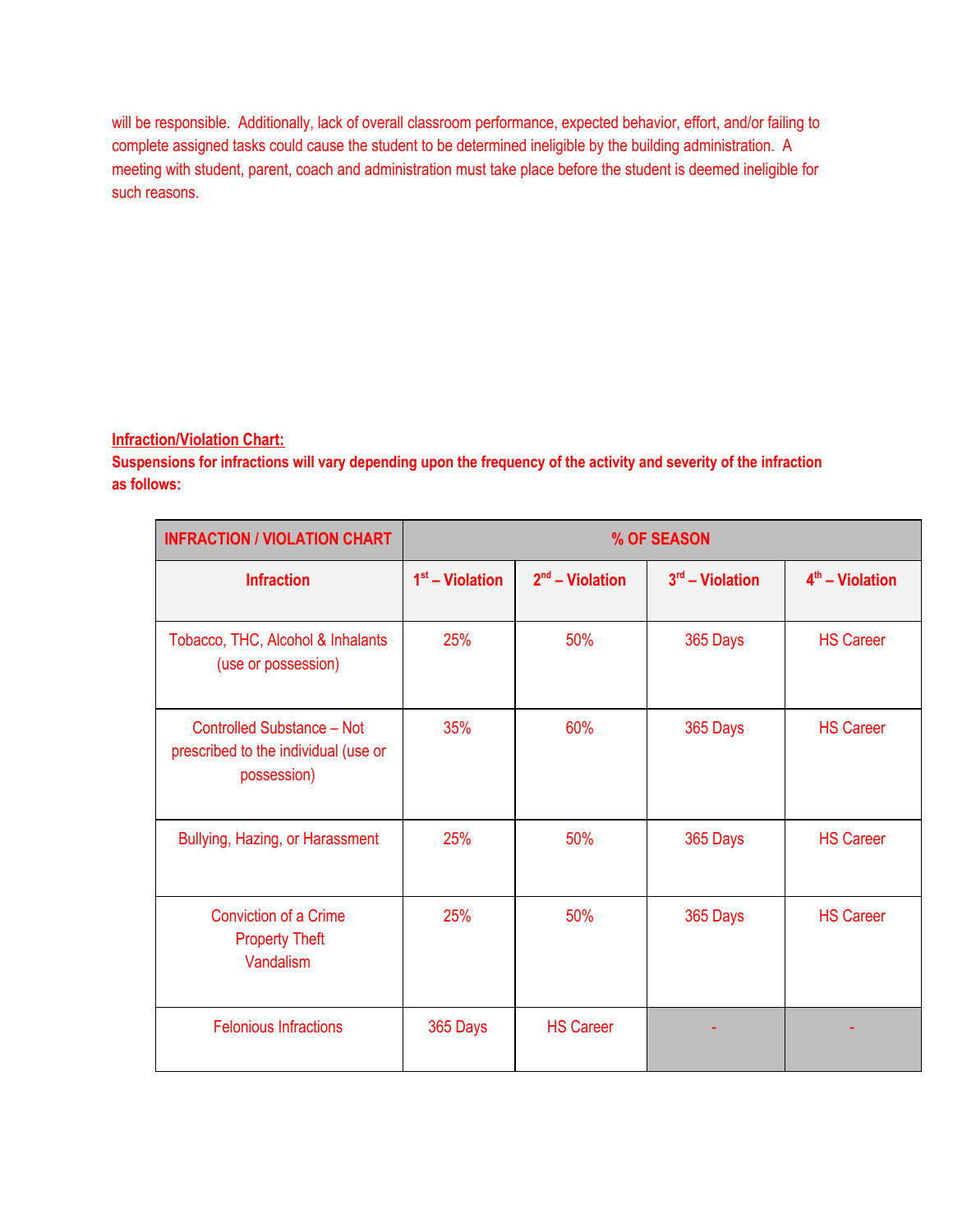will be responsible. Additionally, lack of overall classroom performance, expected behavior, effort, and/or failing to complete assigned tasks could cause the student to be determined ineligible by the building administration. A meeting with student, parent, coach and administration must take place before the student is deemed ineligible for such reasons.

**Infraction/Violation Chart:**

**Suspensions for infractions will vary depending upon the frequency of the activity and severity of the infraction as follows:**

| INFRACTION / VIOLATION CHART | % OF SEASON | | | |
|---|---|---|---|---|
| **Infraction** | **1st – Violation** | **2nd – Violation** | **3rd – Violation** | **4th – Violation** |
| Tobacco, THC, Alcohol & Inhalants (use or possession) | 25% | 50% | 365 Days | HS Career |
| Controlled Substance – Not prescribed to the individual (use or possession) | 35% | 60% | 365 Days | HS Career |
| Bullying, Hazing, or Harassment | 25% | 50% | 365 Days | HS Career |
| Conviction of a Crime<br>Property Theft<br>Vandalism | 25% | 50% | 365 Days | HS Career |
| Felonious Infractions | 365 Days | HS Career | - | - |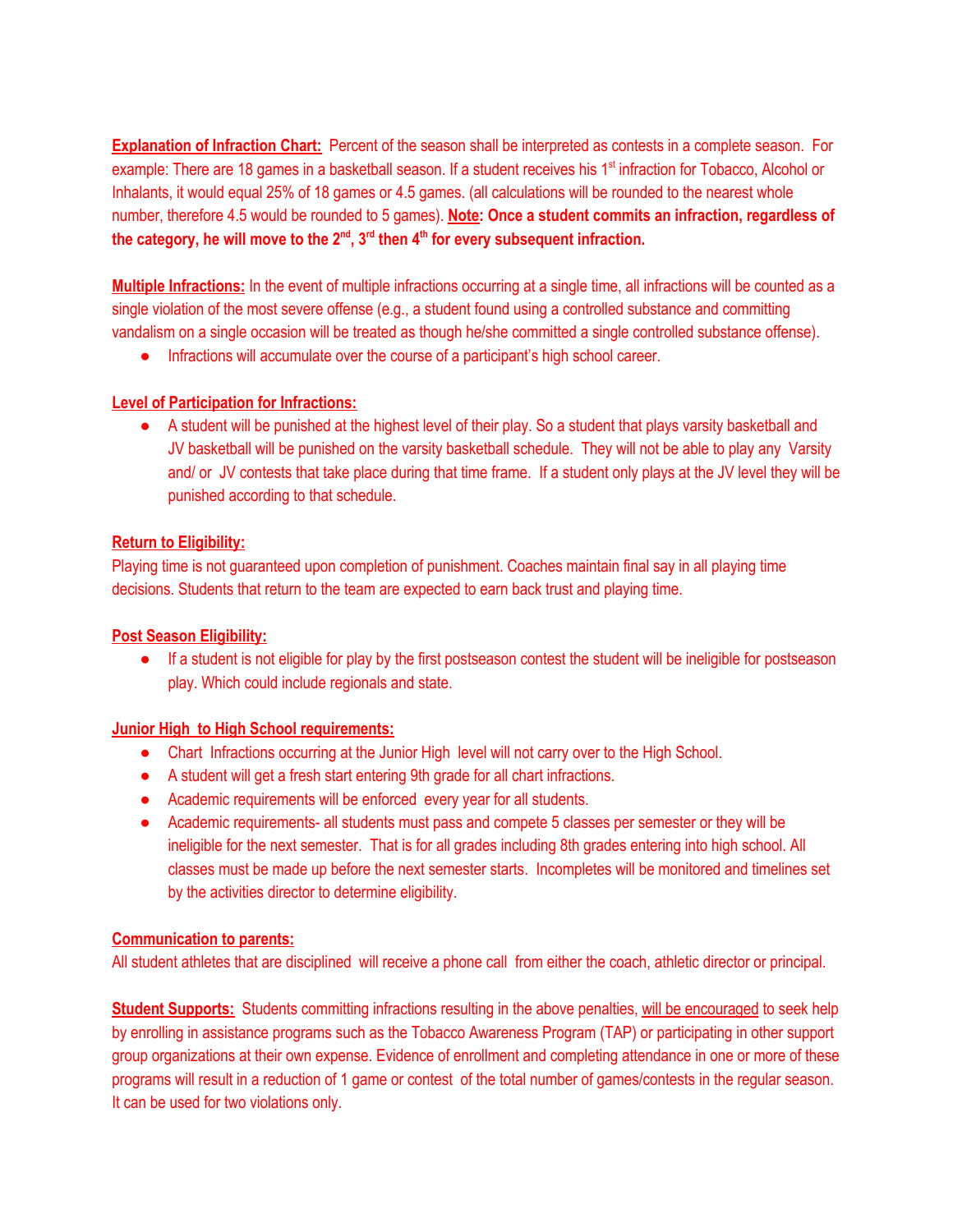**<u>Explanation of Infraction Chart:</u>** Percent of the season shall be interpreted as contests in a complete season. For example: There are 18 games in a basketball season. If a student receives his 1st infraction for Tobacco, Alcohol or Inhalants, it would equal 25% of 18 games or 4.5 games. (all calculations will be rounded to the nearest whole number, therefore 4.5 would be rounded to 5 games). **<u>Note</u>: Once a student commits an infraction, regardless of the category, he will move to the 2nd, 3rd then 4th for every subsequent infraction.**

**<u>Multiple Infractions:</u>** In the event of multiple infractions occurring at a single time, all infractions will be counted as a single violation of the most severe offense (e.g., a student found using a controlled substance and committing vandalism on a single occasion will be treated as though he/she committed a single controlled substance offense).

- Infractions will accumulate over the course of a participant's high school career.

**<u>Level of Participation for Infractions:</u>**

- A student will be punished at the highest level of their play. So a student that plays varsity basketball and JV basketball will be punished on the varsity basketball schedule. They will not be able to play any Varsity and/ or JV contests that take place during that time frame. If a student only plays at the JV level they will be punished according to that schedule.

**<u>Return to Eligibility:</u>**

Playing time is not guaranteed upon completion of punishment. Coaches maintain final say in all playing time decisions. Students that return to the team are expected to earn back trust and playing time.

**<u>Post Season Eligibility:</u>**

- If a student is not eligible for play by the first postseason contest the student will be ineligible for postseason play. Which could include regionals and state.

**<u>Junior High to High School requirements:</u>**

- Chart Infractions occurring at the Junior High level will not carry over to the High School.
- A student will get a fresh start entering 9th grade for all chart infractions.
- Academic requirements will be enforced every year for all students.
- Academic requirements- all students must pass and compete 5 classes per semester or they will be ineligible for the next semester. That is for all grades including 8th grades entering into high school. All classes must be made up before the next semester starts. Incompletes will be monitored and timelines set by the activities director to determine eligibility.

**<u>Communication to parents:</u>**

All student athletes that are disciplined will receive a phone call from either the coach, athletic director or principal.

**<u>Student Supports:</u>** Students committing infractions resulting in the above penalties, <u>will be encouraged</u> to seek help by enrolling in assistance programs such as the Tobacco Awareness Program (TAP) or participating in other support group organizations at their own expense. Evidence of enrollment and completing attendance in one or more of these programs will result in a reduction of 1 game or contest of the total number of games/contests in the regular season. It can be used for two violations only.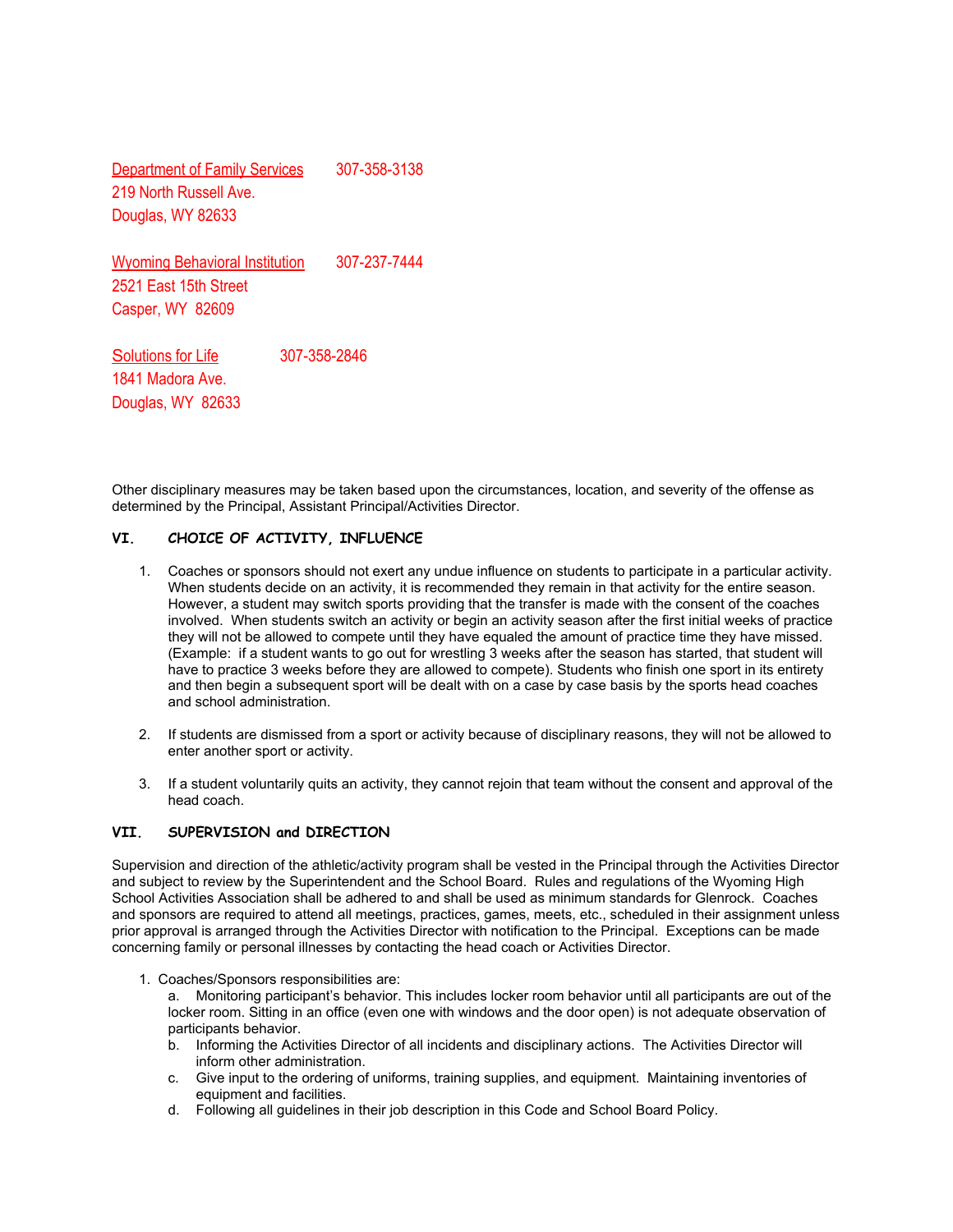Department of Family Services 307-358-3138
219 North Russell Ave.
Douglas, WY 82633

Wyoming Behavioral Institution 307-237-7444
2521 East 15th Street
Casper, WY 82609

Solutions for Life 307-358-2846
1841 Madora Ave.
Douglas, WY 82633

Other disciplinary measures may be taken based upon the circumstances, location, and severity of the offense as determined by the Principal, Assistant Principal/Activities Director.

## VI. CHOICE OF ACTIVITY, INFLUENCE

1. Coaches or sponsors should not exert any undue influence on students to participate in a particular activity. When students decide on an activity, it is recommended they remain in that activity for the entire season. However, a student may switch sports providing that the transfer is made with the consent of the coaches involved. When students switch an activity or begin an activity season after the first initial weeks of practice they will not be allowed to compete until they have equaled the amount of practice time they have missed. (Example: if a student wants to go out for wrestling 3 weeks after the season has started, that student will have to practice 3 weeks before they are allowed to compete). Students who finish one sport in its entirety and then begin a subsequent sport will be dealt with on a case by case basis by the sports head coaches and school administration.

2. If students are dismissed from a sport or activity because of disciplinary reasons, they will not be allowed to enter another sport or activity.

3. If a student voluntarily quits an activity, they cannot rejoin that team without the consent and approval of the head coach.

## VII. SUPERVISION and DIRECTION

Supervision and direction of the athletic/activity program shall be vested in the Principal through the Activities Director and subject to review by the Superintendent and the School Board. Rules and regulations of the Wyoming High School Activities Association shall be adhered to and shall be used as minimum standards for Glenrock. Coaches and sponsors are required to attend all meetings, practices, games, meets, etc., scheduled in their assignment unless prior approval is arranged through the Activities Director with notification to the Principal. Exceptions can be made concerning family or personal illnesses by contacting the head coach or Activities Director.

1. Coaches/Sponsors responsibilities are:
   a. Monitoring participant's behavior. This includes locker room behavior until all participants are out of the locker room. Sitting in an office (even one with windows and the door open) is not adequate observation of participants behavior.
   b. Informing the Activities Director of all incidents and disciplinary actions. The Activities Director will inform other administration.
   c. Give input to the ordering of uniforms, training supplies, and equipment. Maintaining inventories of equipment and facilities.
   d. Following all guidelines in their job description in this Code and School Board Policy.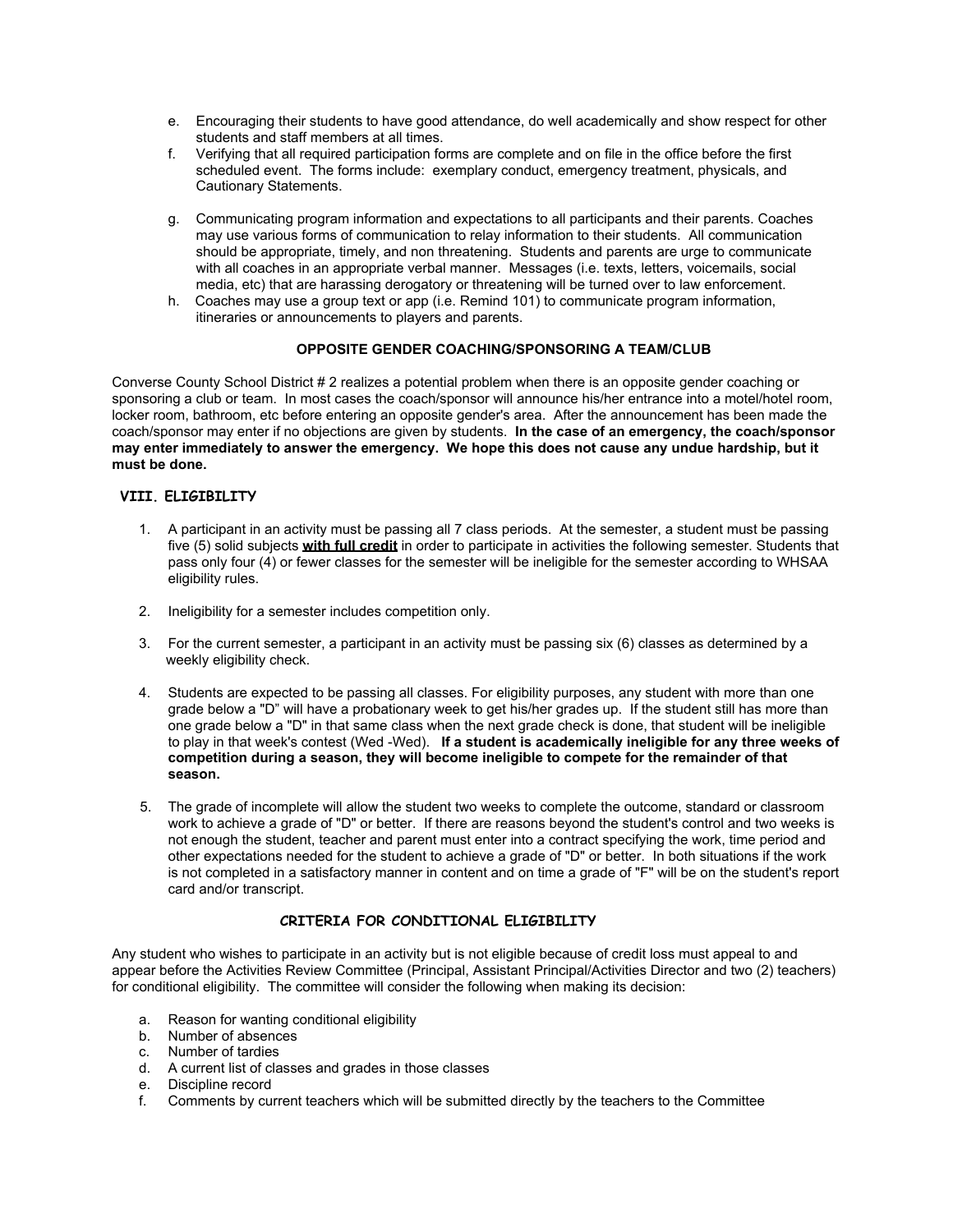e. Encouraging their students to have good attendance, do well academically and show respect for other students and staff members at all times.
f. Verifying that all required participation forms are complete and on file in the office before the first scheduled event. The forms include: exemplary conduct, emergency treatment, physicals, and Cautionary Statements.

g. Communicating program information and expectations to all participants and their parents. Coaches may use various forms of communication to relay information to their students. All communication should be appropriate, timely, and non threatening. Students and parents are urge to communicate with all coaches in an appropriate verbal manner. Messages (i.e. texts, letters, voicemails, social media, etc) that are harassing derogatory or threatening will be turned over to law enforcement.
h. Coaches may use a group text or app (i.e. Remind 101) to communicate program information, itineraries or announcements to players and parents.

### OPPOSITE GENDER COACHING/SPONSORING A TEAM/CLUB

Converse County School District # 2 realizes a potential problem when there is an opposite gender coaching or sponsoring a club or team. In most cases the coach/sponsor will announce his/her entrance into a motel/hotel room, locker room, bathroom, etc before entering an opposite gender's area. After the announcement has been made the coach/sponsor may enter if no objections are given by students. **In the case of an emergency, the coach/sponsor may enter immediately to answer the emergency. We hope this does not cause any undue hardship, but it must be done.**

## VIII. ELIGIBILITY

1. A participant in an activity must be passing all 7 class periods. At the semester, a student must be passing five (5) solid subjects **with full credit** in order to participate in activities the following semester. Students that pass only four (4) or fewer classes for the semester will be ineligible for the semester according to WHSAA eligibility rules.

2. Ineligibility for a semester includes competition only.

3. For the current semester, a participant in an activity must be passing six (6) classes as determined by a weekly eligibility check.

4. Students are expected to be passing all classes. For eligibility purposes, any student with more than one grade below a "D" will have a probationary week to get his/her grades up. If the student still has more than one grade below a "D" in that same class when the next grade check is done, that student will be ineligible to play in that week's contest (Wed -Wed). **If a student is academically ineligible for any three weeks of competition during a season, they will become ineligible to compete for the remainder of that season.**

5. The grade of incomplete will allow the student two weeks to complete the outcome, standard or classroom work to achieve a grade of "D" or better. If there are reasons beyond the student's control and two weeks is not enough the student, teacher and parent must enter into a contract specifying the work, time period and other expectations needed for the student to achieve a grade of "D" or better. In both situations if the work is not completed in a satisfactory manner in content and on time a grade of "F" will be on the student's report card and/or transcript.

### CRITERIA FOR CONDITIONAL ELIGIBILITY

Any student who wishes to participate in an activity but is not eligible because of credit loss must appeal to and appear before the Activities Review Committee (Principal, Assistant Principal/Activities Director and two (2) teachers) for conditional eligibility. The committee will consider the following when making its decision:

a. Reason for wanting conditional eligibility
b. Number of absences
c. Number of tardies
d. A current list of classes and grades in those classes
e. Discipline record
f. Comments by current teachers which will be submitted directly by the teachers to the Committee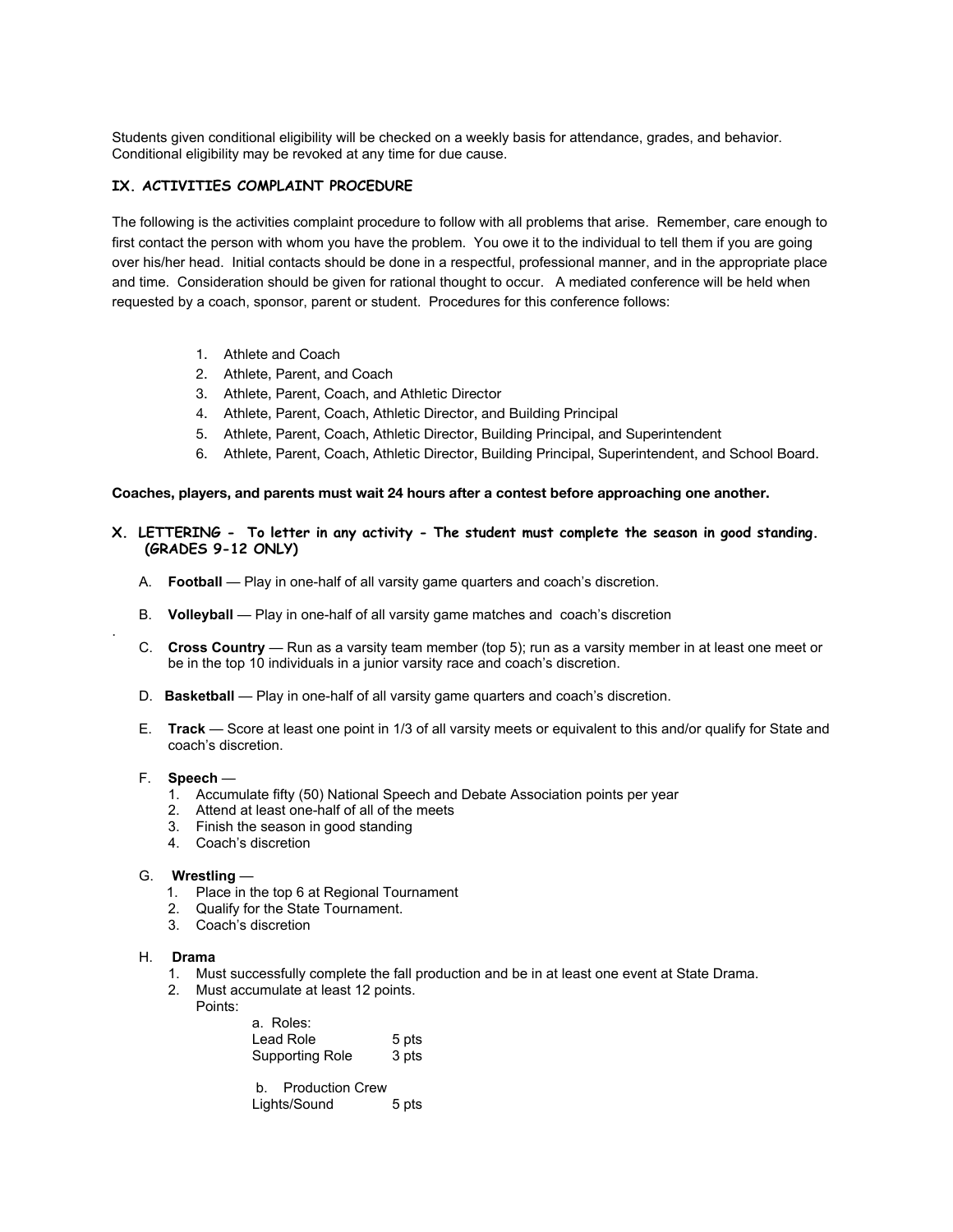Students given conditional eligibility will be checked on a weekly basis for attendance, grades, and behavior. Conditional eligibility may be revoked at any time for due cause.

## IX. ACTIVITIES COMPLAINT PROCEDURE

The following is the activities complaint procedure to follow with all problems that arise. Remember, care enough to first contact the person with whom you have the problem. You owe it to the individual to tell them if you are going over his/her head. Initial contacts should be done in a respectful, professional manner, and in the appropriate place and time. Consideration should be given for rational thought to occur. A mediated conference will be held when requested by a coach, sponsor, parent or student. Procedures for this conference follows:

1. Athlete and Coach
2. Athlete, Parent, and Coach
3. Athlete, Parent, Coach, and Athletic Director
4. Athlete, Parent, Coach, Athletic Director, and Building Principal
5. Athlete, Parent, Coach, Athletic Director, Building Principal, and Superintendent
6. Athlete, Parent, Coach, Athletic Director, Building Principal, Superintendent, and School Board.

**Coaches, players, and parents must wait 24 hours after a contest before approaching one another.**

## X. LETTERING - To letter in any activity - The student must complete the season in good standing. (GRADES 9-12 ONLY)

A. **Football** — Play in one-half of all varsity game quarters and coach's discretion.

B. **Volleyball** — Play in one-half of all varsity game matches and coach's discretion

C. **Cross Country** — Run as a varsity team member (top 5); run as a varsity member in at least one meet or be in the top 10 individuals in a junior varsity race and coach's discretion.

D. **Basketball** — Play in one-half of all varsity game quarters and coach's discretion.

E. **Track** — Score at least one point in 1/3 of all varsity meets or equivalent to this and/or qualify for State and coach's discretion.

F. **Speech** —
1. Accumulate fifty (50) National Speech and Debate Association points per year
2. Attend at least one-half of all of the meets
3. Finish the season in good standing
4. Coach's discretion

G. **Wrestling** —
1. Place in the top 6 at Regional Tournament
2. Qualify for the State Tournament.
3. Coach's discretion

H. **Drama**
1. Must successfully complete the fall production and be in at least one event at State Drama.
2. Must accumulate at least 12 points.
   Points:
   a. Roles:
   Lead Role 5 pts
   Supporting Role 3 pts

   b. Production Crew
   Lights/Sound 5 pts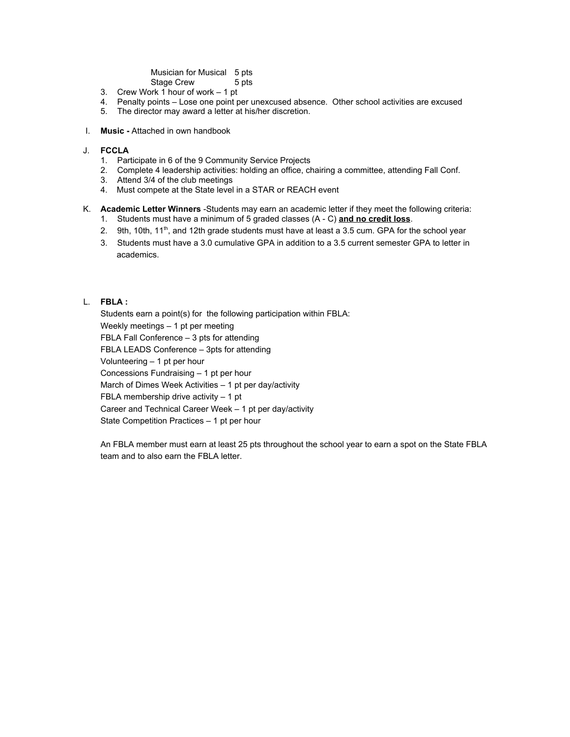Musician for Musical 5 pts
Stage Crew 5 pts

3. Crew Work 1 hour of work – 1 pt
4. Penalty points – Lose one point per unexcused absence. Other school activities are excused
5. The director may award a letter at his/her discretion.

I. **Music -** Attached in own handbook

J. **FCCLA**

1. Participate in 6 of the 9 Community Service Projects
2. Complete 4 leadership activities: holding an office, chairing a committee, attending Fall Conf.
3. Attend 3/4 of the club meetings
4. Must compete at the State level in a STAR or REACH event

K. **Academic Letter Winners** -Students may earn an academic letter if they meet the following criteria:

1. Students must have a minimum of 5 graded classes (A - C) **<u>and no credit loss</u>**.
2. 9th, 10th, 11th, and 12th grade students must have at least a 3.5 cum. GPA for the school year
3. Students must have a 3.0 cumulative GPA in addition to a 3.5 current semester GPA to letter in academics.

L. **FBLA :**

Students earn a point(s) for the following participation within FBLA:
Weekly meetings – 1 pt per meeting
FBLA Fall Conference – 3 pts for attending
FBLA LEADS Conference – 3pts for attending
Volunteering – 1 pt per hour
Concessions Fundraising – 1 pt per hour
March of Dimes Week Activities – 1 pt per day/activity
FBLA membership drive activity – 1 pt
Career and Technical Career Week – 1 pt per day/activity
State Competition Practices – 1 pt per hour

An FBLA member must earn at least 25 pts throughout the school year to earn a spot on the State FBLA team and to also earn the FBLA letter.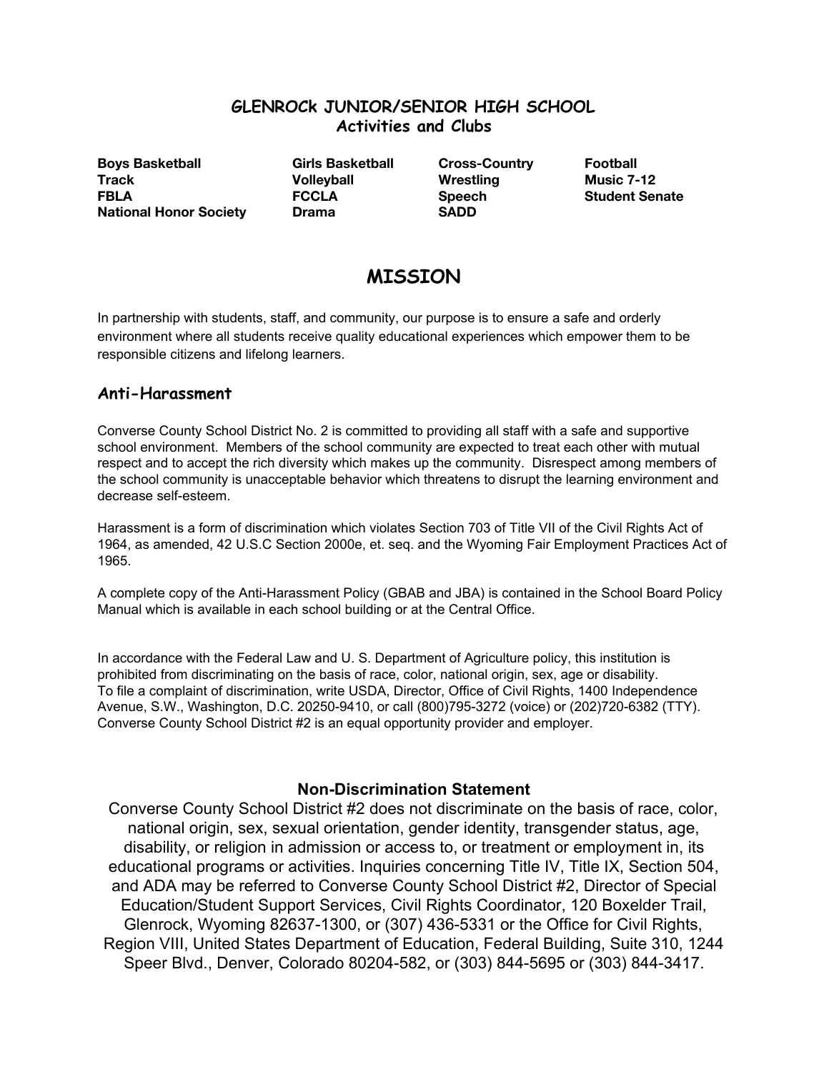# GLENROCk JUNIOR/SENIOR HIGH SCHOOL
## Activities and Clubs

| | | | |
|---|---|---|---|
| **Boys Basketball** | **Girls Basketball** | **Cross-Country** | **Football** |
| **Track** | **Volleyball** | **Wrestling** | **Music 7-12** |
| **FBLA** | **FCCLA** | **Speech** | **Student Senate** |
| **National Honor Society** | **Drama** | **SADD** | |

## MISSION

In partnership with students, staff, and community, our purpose is to ensure a safe and orderly environment where all students receive quality educational experiences which empower them to be responsible citizens and lifelong learners.

### Anti-Harassment

Converse County School District No. 2 is committed to providing all staff with a safe and supportive school environment. Members of the school community are expected to treat each other with mutual respect and to accept the rich diversity which makes up the community. Disrespect among members of the school community is unacceptable behavior which threatens to disrupt the learning environment and decrease self-esteem.

Harassment is a form of discrimination which violates Section 703 of Title VII of the Civil Rights Act of 1964, as amended, 42 U.S.C Section 2000e, et. seq. and the Wyoming Fair Employment Practices Act of 1965.

A complete copy of the Anti-Harassment Policy (GBAB and JBA) is contained in the School Board Policy Manual which is available in each school building or at the Central Office.

In accordance with the Federal Law and U. S. Department of Agriculture policy, this institution is prohibited from discriminating on the basis of race, color, national origin, sex, age or disability. To file a complaint of discrimination, write USDA, Director, Office of Civil Rights, 1400 Independence Avenue, S.W., Washington, D.C. 20250-9410, or call (800)795-3272 (voice) or (202)720-6382 (TTY). Converse County School District #2 is an equal opportunity provider and employer.

### Non-Discrimination Statement

Converse County School District #2 does not discriminate on the basis of race, color, national origin, sex, sexual orientation, gender identity, transgender status, age, disability, or religion in admission or access to, or treatment or employment in, its educational programs or activities. Inquiries concerning Title IV, Title IX, Section 504, and ADA may be referred to Converse County School District #2, Director of Special Education/Student Support Services, Civil Rights Coordinator, 120 Boxelder Trail, Glenrock, Wyoming 82637-1300, or (307) 436-5331 or the Office for Civil Rights, Region VIII, United States Department of Education, Federal Building, Suite 310, 1244 Speer Blvd., Denver, Colorado 80204-582, or (303) 844-5695 or (303) 844-3417.